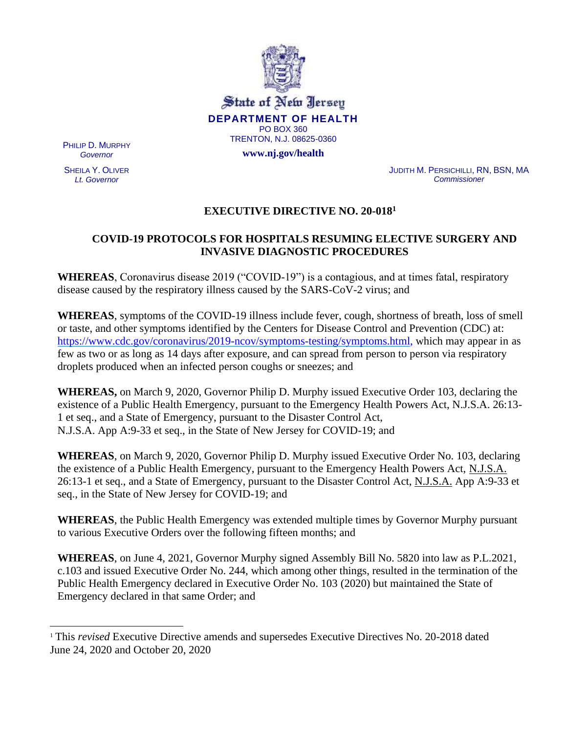State of New Jersey

**DEPARTMENT OF HEALTH**

PO BOX 360

TRENTON, N.J. 08625-0360

**www.nj.gov/health**

PHILIP D. MURPHY
*Governor*

SHEILA Y. OLIVER
*Lt. Governor*

JUDITH M. PERSICHILLI, RN, BSN, MA
*Commissioner*

# EXECUTIVE DIRECTIVE NO. 20-018[1]

## COVID-19 PROTOCOLS FOR HOSPITALS RESUMING ELECTIVE SURGERY AND INVASIVE DIAGNOSTIC PROCEDURES

**WHEREAS**, Coronavirus disease 2019 ("COVID-19") is a contagious, and at times fatal, respiratory disease caused by the respiratory illness caused by the SARS-CoV-2 virus; and

**WHEREAS**, symptoms of the COVID-19 illness include fever, cough, shortness of breath, loss of smell or taste, and other symptoms identified by the Centers for Disease Control and Prevention (CDC) at: https://www.cdc.gov/coronavirus/2019-ncov/symptoms-testing/symptoms.html, which may appear in as few as two or as long as 14 days after exposure, and can spread from person to person via respiratory droplets produced when an infected person coughs or sneezes; and

**WHEREAS,** on March 9, 2020, Governor Philip D. Murphy issued Executive Order 103, declaring the existence of a Public Health Emergency, pursuant to the Emergency Health Powers Act, N.J.S.A. 26:13-1 et seq., and a State of Emergency, pursuant to the Disaster Control Act, N.J.S.A. App A:9-33 et seq., in the State of New Jersey for COVID-19; and

**WHEREAS**, on March 9, 2020, Governor Philip D. Murphy issued Executive Order No. 103, declaring the existence of a Public Health Emergency, pursuant to the Emergency Health Powers Act, N.J.S.A. 26:13-1 et seq., and a State of Emergency, pursuant to the Disaster Control Act, N.J.S.A. App A:9-33 et seq., in the State of New Jersey for COVID-19; and

**WHEREAS**, the Public Health Emergency was extended multiple times by Governor Murphy pursuant to various Executive Orders over the following fifteen months; and

**WHEREAS**, on June 4, 2021, Governor Murphy signed Assembly Bill No. 5820 into law as P.L.2021, c.103 and issued Executive Order No. 244, which among other things, resulted in the termination of the Public Health Emergency declared in Executive Order No. 103 (2020) but maintained the State of Emergency declared in that same Order; and

---

[1] This *revised* Executive Directive amends and supersedes Executive Directives No. 20-2018 dated June 24, 2020 and October 20, 2020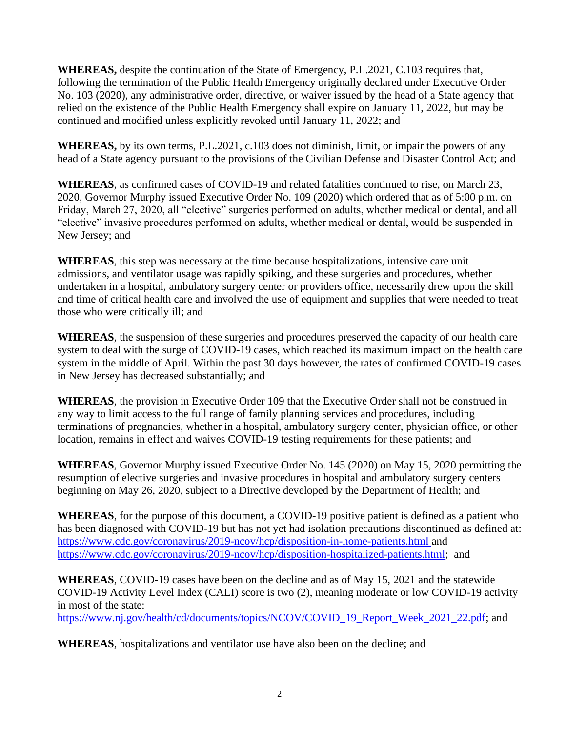**WHEREAS,** despite the continuation of the State of Emergency, P.L.2021, C.103 requires that, following the termination of the Public Health Emergency originally declared under Executive Order No. 103 (2020), any administrative order, directive, or waiver issued by the head of a State agency that relied on the existence of the Public Health Emergency shall expire on January 11, 2022, but may be continued and modified unless explicitly revoked until January 11, 2022; and

**WHEREAS,** by its own terms, P.L.2021, c.103 does not diminish, limit, or impair the powers of any head of a State agency pursuant to the provisions of the Civilian Defense and Disaster Control Act; and

**WHEREAS**, as confirmed cases of COVID-19 and related fatalities continued to rise, on March 23, 2020, Governor Murphy issued Executive Order No. 109 (2020) which ordered that as of 5:00 p.m. on Friday, March 27, 2020, all "elective" surgeries performed on adults, whether medical or dental, and all "elective" invasive procedures performed on adults, whether medical or dental, would be suspended in New Jersey; and

**WHEREAS**, this step was necessary at the time because hospitalizations, intensive care unit admissions, and ventilator usage was rapidly spiking, and these surgeries and procedures, whether undertaken in a hospital, ambulatory surgery center or providers office, necessarily drew upon the skill and time of critical health care and involved the use of equipment and supplies that were needed to treat those who were critically ill; and

**WHEREAS**, the suspension of these surgeries and procedures preserved the capacity of our health care system to deal with the surge of COVID-19 cases, which reached its maximum impact on the health care system in the middle of April. Within the past 30 days however, the rates of confirmed COVID-19 cases in New Jersey has decreased substantially; and

**WHEREAS**, the provision in Executive Order 109 that the Executive Order shall not be construed in any way to limit access to the full range of family planning services and procedures, including terminations of pregnancies, whether in a hospital, ambulatory surgery center, physician office, or other location, remains in effect and waives COVID-19 testing requirements for these patients; and

**WHEREAS**, Governor Murphy issued Executive Order No. 145 (2020) on May 15, 2020 permitting the resumption of elective surgeries and invasive procedures in hospital and ambulatory surgery centers beginning on May 26, 2020, subject to a Directive developed by the Department of Health; and

**WHEREAS**, for the purpose of this document, a COVID-19 positive patient is defined as a patient who has been diagnosed with COVID-19 but has not yet had isolation precautions discontinued as defined at: https://www.cdc.gov/coronavirus/2019-ncov/hcp/disposition-in-home-patients.html and https://www.cdc.gov/coronavirus/2019-ncov/hcp/disposition-hospitalized-patients.html; and

**WHEREAS**, COVID-19 cases have been on the decline and as of May 15, 2021 and the statewide COVID-19 Activity Level Index (CALI) score is two (2), meaning moderate or low COVID-19 activity in most of the state: https://www.nj.gov/health/cd/documents/topics/NCOV/COVID_19_Report_Week_2021_22.pdf; and

**WHEREAS**, hospitalizations and ventilator use have also been on the decline; and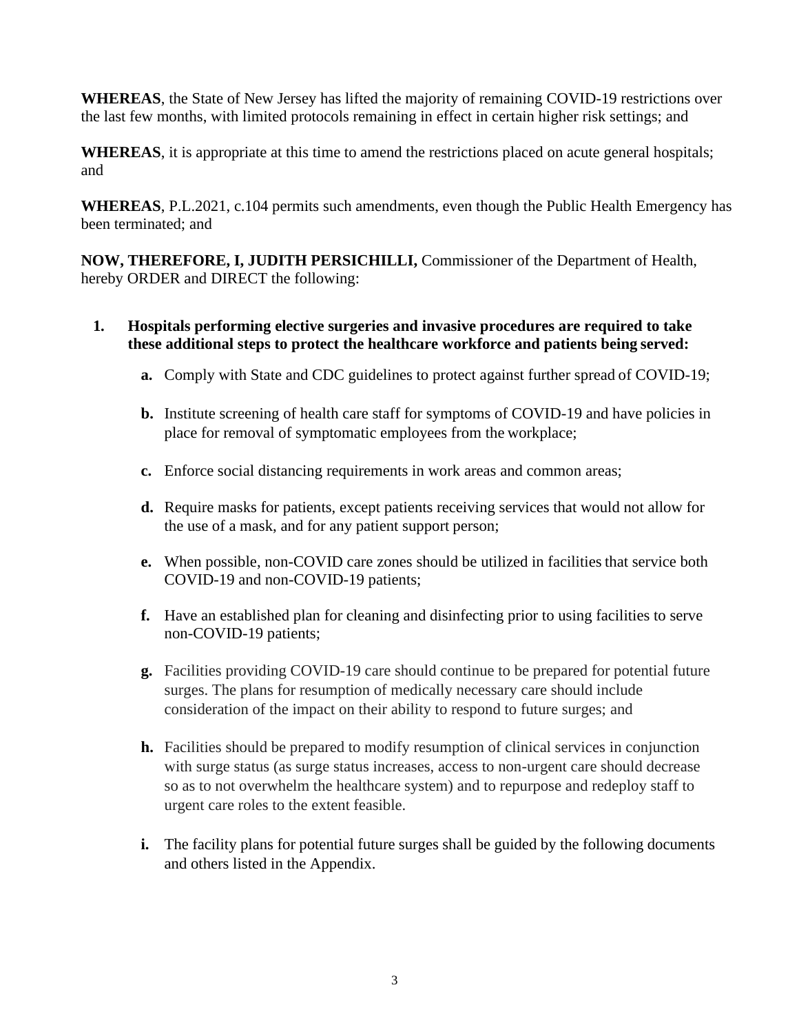**WHEREAS**, the State of New Jersey has lifted the majority of remaining COVID-19 restrictions over the last few months, with limited protocols remaining in effect in certain higher risk settings; and

**WHEREAS**, it is appropriate at this time to amend the restrictions placed on acute general hospitals; and

**WHEREAS**, P.L.2021, c.104 permits such amendments, even though the Public Health Emergency has been terminated; and

**NOW, THEREFORE, I, JUDITH PERSICHILLI,** Commissioner of the Department of Health, hereby ORDER and DIRECT the following:

1. **Hospitals performing elective surgeries and invasive procedures are required to take these additional steps to protect the healthcare workforce and patients being served:**

    **a.** Comply with State and CDC guidelines to protect against further spread of COVID-19;

    **b.** Institute screening of health care staff for symptoms of COVID-19 and have policies in place for removal of symptomatic employees from the workplace;

    **c.** Enforce social distancing requirements in work areas and common areas;

    **d.** Require masks for patients, except patients receiving services that would not allow for the use of a mask, and for any patient support person;

    **e.** When possible, non-COVID care zones should be utilized in facilities that service both COVID-19 and non-COVID-19 patients;

    **f.** Have an established plan for cleaning and disinfecting prior to using facilities to serve non-COVID-19 patients;

    **g.** Facilities providing COVID-19 care should continue to be prepared for potential future surges. The plans for resumption of medically necessary care should include consideration of the impact on their ability to respond to future surges; and

    **h.** Facilities should be prepared to modify resumption of clinical services in conjunction with surge status (as surge status increases, access to non-urgent care should decrease so as to not overwhelm the healthcare system) and to repurpose and redeploy staff to urgent care roles to the extent feasible.

    **i.** The facility plans for potential future surges shall be guided by the following documents and others listed in the Appendix.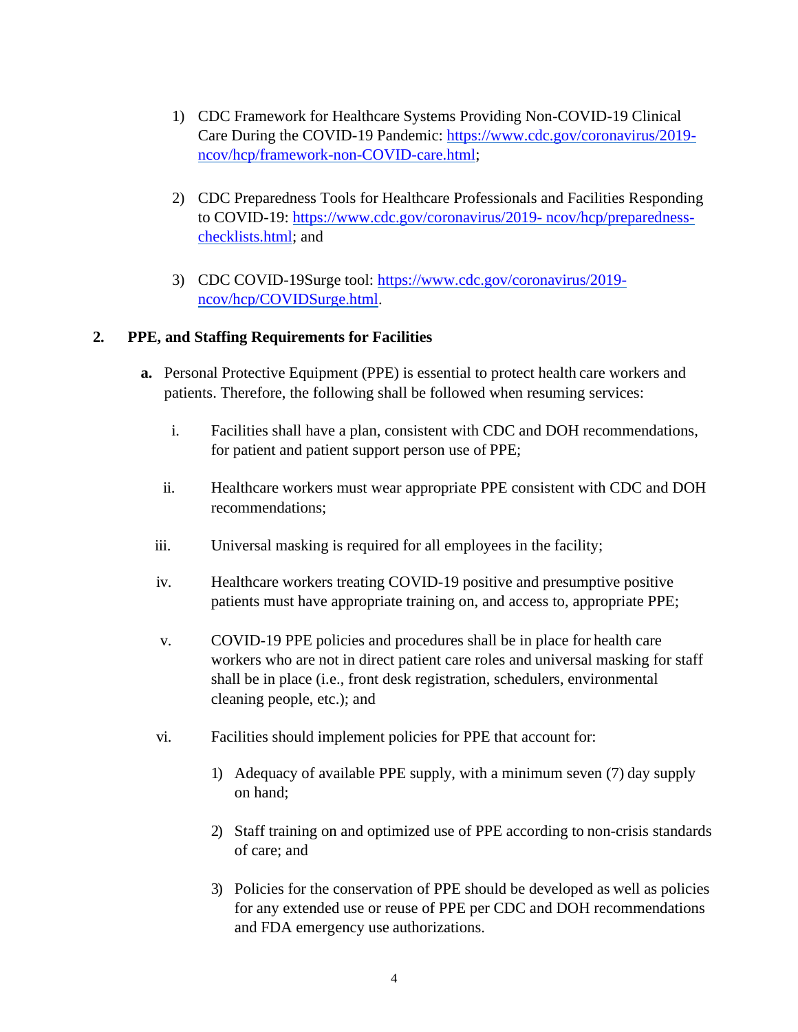1) CDC Framework for Healthcare Systems Providing Non-COVID-19 Clinical Care During the COVID-19 Pandemic: [https://www.cdc.gov/coronavirus/2019-ncov/hcp/framework-non-COVID-care.html](https://www.cdc.gov/coronavirus/2019-ncov/hcp/framework-non-COVID-care.html);

2) CDC Preparedness Tools for Healthcare Professionals and Facilities Responding to COVID-19: [https://www.cdc.gov/coronavirus/2019- ncov/hcp/preparedness-checklists.html](https://www.cdc.gov/coronavirus/2019-ncov/hcp/preparedness-checklists.html); and

3) CDC COVID-19Surge tool: [https://www.cdc.gov/coronavirus/2019-ncov/hcp/COVIDSurge.html](https://www.cdc.gov/coronavirus/2019-ncov/hcp/COVIDSurge.html).

## 2. PPE, and Staffing Requirements for Facilities

**a.** Personal Protective Equipment (PPE) is essential to protect health care workers and patients. Therefore, the following shall be followed when resuming services:

i. Facilities shall have a plan, consistent with CDC and DOH recommendations, for patient and patient support person use of PPE;

ii. Healthcare workers must wear appropriate PPE consistent with CDC and DOH recommendations;

iii. Universal masking is required for all employees in the facility;

iv. Healthcare workers treating COVID-19 positive and presumptive positive patients must have appropriate training on, and access to, appropriate PPE;

v. COVID-19 PPE policies and procedures shall be in place for health care workers who are not in direct patient care roles and universal masking for staff shall be in place (i.e., front desk registration, schedulers, environmental cleaning people, etc.); and

vi. Facilities should implement policies for PPE that account for:

1) Adequacy of available PPE supply, with a minimum seven (7) day supply on hand;

2) Staff training on and optimized use of PPE according to non-crisis standards of care; and

3) Policies for the conservation of PPE should be developed as well as policies for any extended use or reuse of PPE per CDC and DOH recommendations and FDA emergency use authorizations.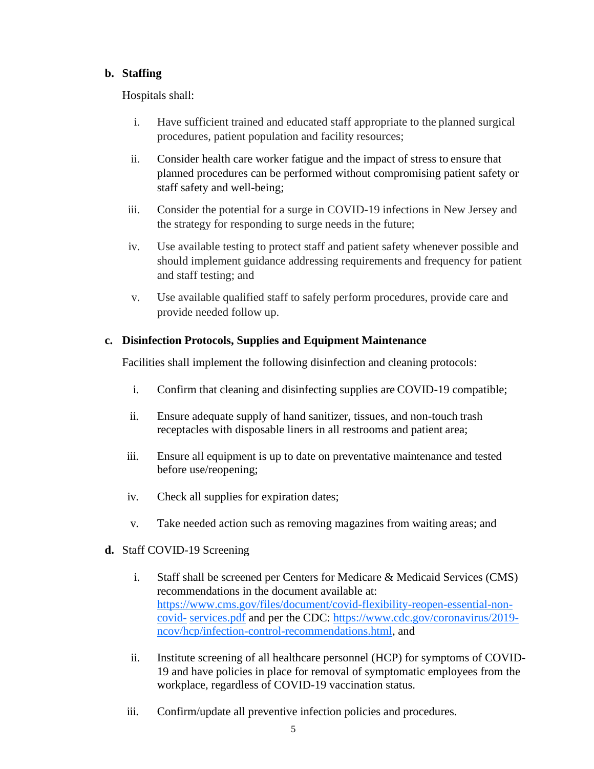**b. Staffing**

Hospitals shall:

i. Have sufficient trained and educated staff appropriate to the planned surgical procedures, patient population and facility resources;

ii. Consider health care worker fatigue and the impact of stress to ensure that planned procedures can be performed without compromising patient safety or staff safety and well-being;

iii. Consider the potential for a surge in COVID-19 infections in New Jersey and the strategy for responding to surge needs in the future;

iv. Use available testing to protect staff and patient safety whenever possible and should implement guidance addressing requirements and frequency for patient and staff testing; and

v. Use available qualified staff to safely perform procedures, provide care and provide needed follow up.

**c. Disinfection Protocols, Supplies and Equipment Maintenance**

Facilities shall implement the following disinfection and cleaning protocols:

i. Confirm that cleaning and disinfecting supplies are COVID-19 compatible;

ii. Ensure adequate supply of hand sanitizer, tissues, and non-touch trash receptacles with disposable liners in all restrooms and patient area;

iii. Ensure all equipment is up to date on preventative maintenance and tested before use/reopening;

iv. Check all supplies for expiration dates;

v. Take needed action such as removing magazines from waiting areas; and

**d.** Staff COVID-19 Screening

i. Staff shall be screened per Centers for Medicare & Medicaid Services (CMS) recommendations in the document available at: [https://www.cms.gov/files/document/covid-flexibility-reopen-essential-non-covid- services.pdf](https://www.cms.gov/files/document/covid-flexibility-reopen-essential-non-covid-services.pdf) and per the CDC: [https://www.cdc.gov/coronavirus/2019-ncov/hcp/infection-control-recommendations.html](https://www.cdc.gov/coronavirus/2019-ncov/hcp/infection-control-recommendations.html), and

ii. Institute screening of all healthcare personnel (HCP) for symptoms of COVID-19 and have policies in place for removal of symptomatic employees from the workplace, regardless of COVID-19 vaccination status.

iii. Confirm/update all preventive infection policies and procedures.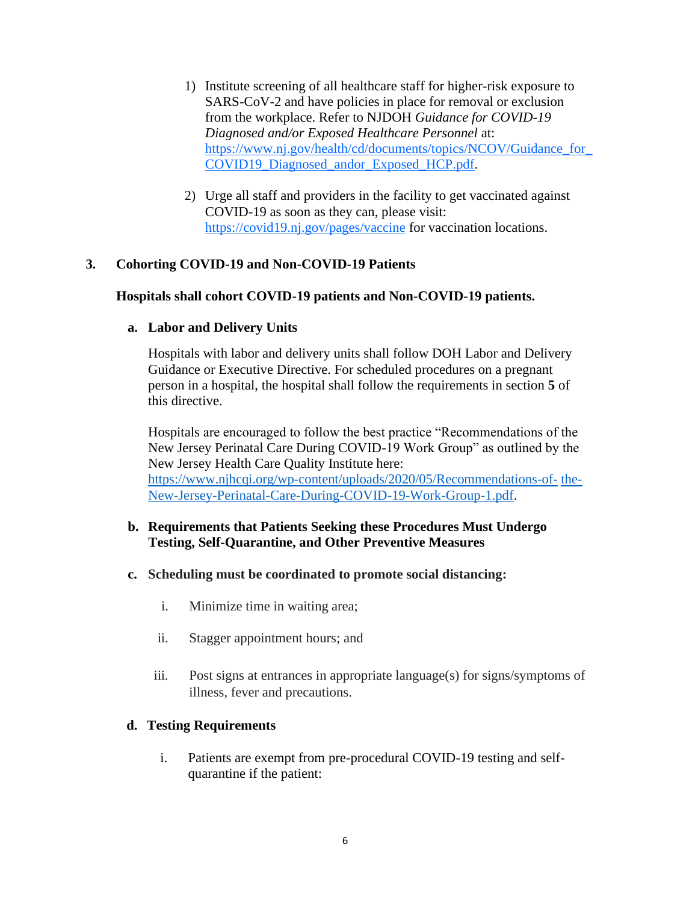1) Institute screening of all healthcare staff for higher-risk exposure to SARS-CoV-2 and have policies in place for removal or exclusion from the workplace. Refer to NJDOH *Guidance for COVID-19 Diagnosed and/or Exposed Healthcare Personnel* at: https://www.nj.gov/health/cd/documents/topics/NCOV/Guidance_for_COVID19_Diagnosed_andor_Exposed_HCP.pdf.

2) Urge all staff and providers in the facility to get vaccinated against COVID-19 as soon as they can, please visit: https://covid19.nj.gov/pages/vaccine for vaccination locations.

## 3. Cohorting COVID-19 and Non-COVID-19 Patients

**Hospitals shall cohort COVID-19 patients and Non-COVID-19 patients.**

### a. Labor and Delivery Units

Hospitals with labor and delivery units shall follow DOH Labor and Delivery Guidance or Executive Directive. For scheduled procedures on a pregnant person in a hospital, the hospital shall follow the requirements in section **5** of this directive.

Hospitals are encouraged to follow the best practice "Recommendations of the New Jersey Perinatal Care During COVID-19 Work Group" as outlined by the New Jersey Health Care Quality Institute here: https://www.njhcqi.org/wp-content/uploads/2020/05/Recommendations-of-the-New-Jersey-Perinatal-Care-During-COVID-19-Work-Group-1.pdf.

### b. Requirements that Patients Seeking these Procedures Must Undergo Testing, Self-Quarantine, and Other Preventive Measures

### c. Scheduling must be coordinated to promote social distancing:

i. Minimize time in waiting area;

ii. Stagger appointment hours; and

iii. Post signs at entrances in appropriate language(s) for signs/symptoms of illness, fever and precautions.

### d. Testing Requirements

i. Patients are exempt from pre-procedural COVID-19 testing and self-quarantine if the patient: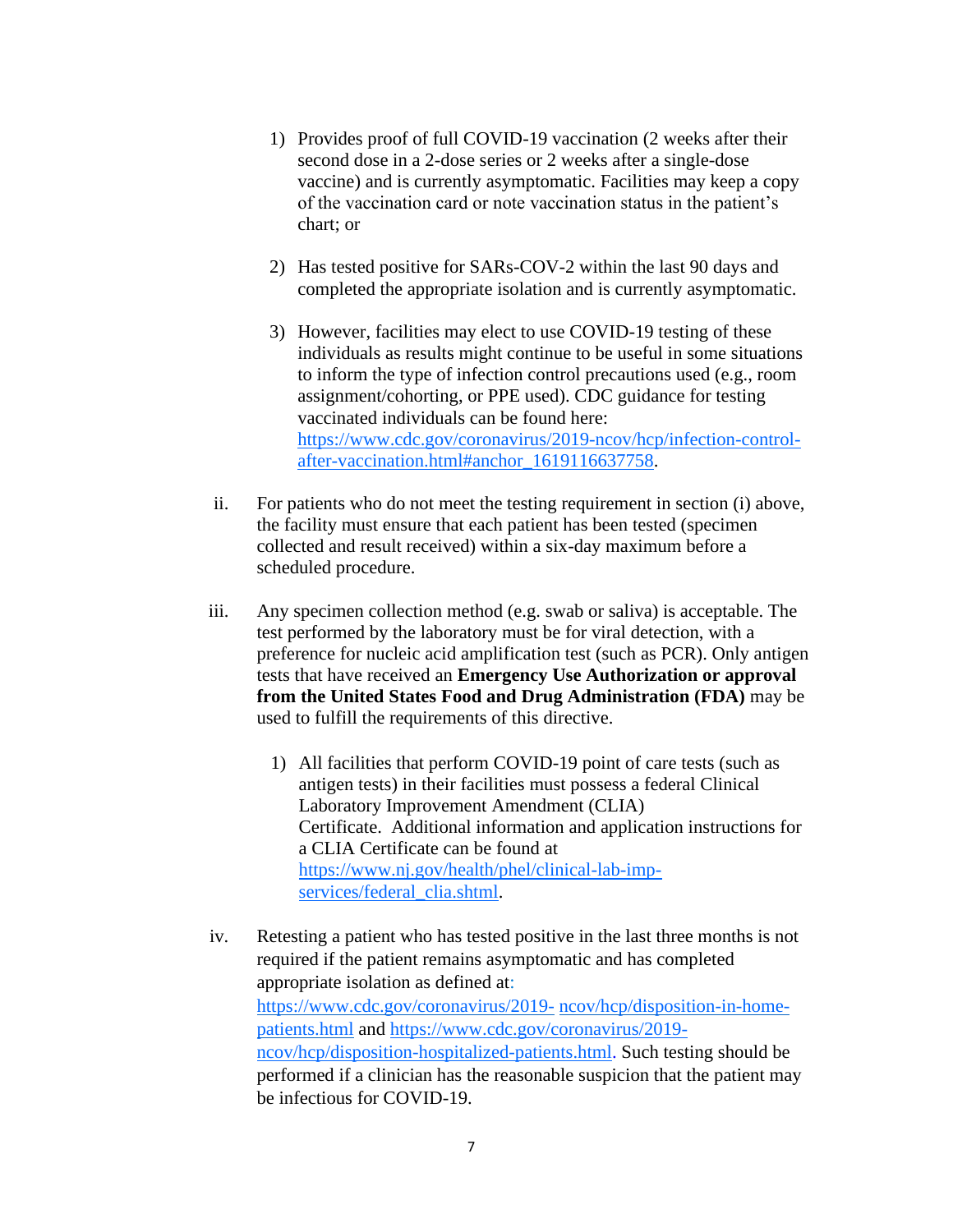1) Provides proof of full COVID-19 vaccination (2 weeks after their second dose in a 2-dose series or 2 weeks after a single-dose vaccine) and is currently asymptomatic. Facilities may keep a copy of the vaccination card or note vaccination status in the patient's chart; or

2) Has tested positive for SARs-COV-2 within the last 90 days and completed the appropriate isolation and is currently asymptomatic.

3) However, facilities may elect to use COVID-19 testing of these individuals as results might continue to be useful in some situations to inform the type of infection control precautions used (e.g., room assignment/cohorting, or PPE used). CDC guidance for testing vaccinated individuals can be found here: https://www.cdc.gov/coronavirus/2019-ncov/hcp/infection-control-after-vaccination.html#anchor_1619116637758.

ii. For patients who do not meet the testing requirement in section (i) above, the facility must ensure that each patient has been tested (specimen collected and result received) within a six-day maximum before a scheduled procedure.

iii. Any specimen collection method (e.g. swab or saliva) is acceptable. The test performed by the laboratory must be for viral detection, with a preference for nucleic acid amplification test (such as PCR). Only antigen tests that have received an **Emergency Use Authorization or approval from the United States Food and Drug Administration (FDA)** may be used to fulfill the requirements of this directive.

1) All facilities that perform COVID-19 point of care tests (such as antigen tests) in their facilities must possess a federal Clinical Laboratory Improvement Amendment (CLIA) Certificate. Additional information and application instructions for a CLIA Certificate can be found at https://www.nj.gov/health/phel/clinical-lab-imp-services/federal_clia.shtml.

iv. Retesting a patient who has tested positive in the last three months is not required if the patient remains asymptomatic and has completed appropriate isolation as defined at: https://www.cdc.gov/coronavirus/2019-ncov/hcp/disposition-in-home-patients.html and https://www.cdc.gov/coronavirus/2019-ncov/hcp/disposition-hospitalized-patients.html. Such testing should be performed if a clinician has the reasonable suspicion that the patient may be infectious for COVID-19.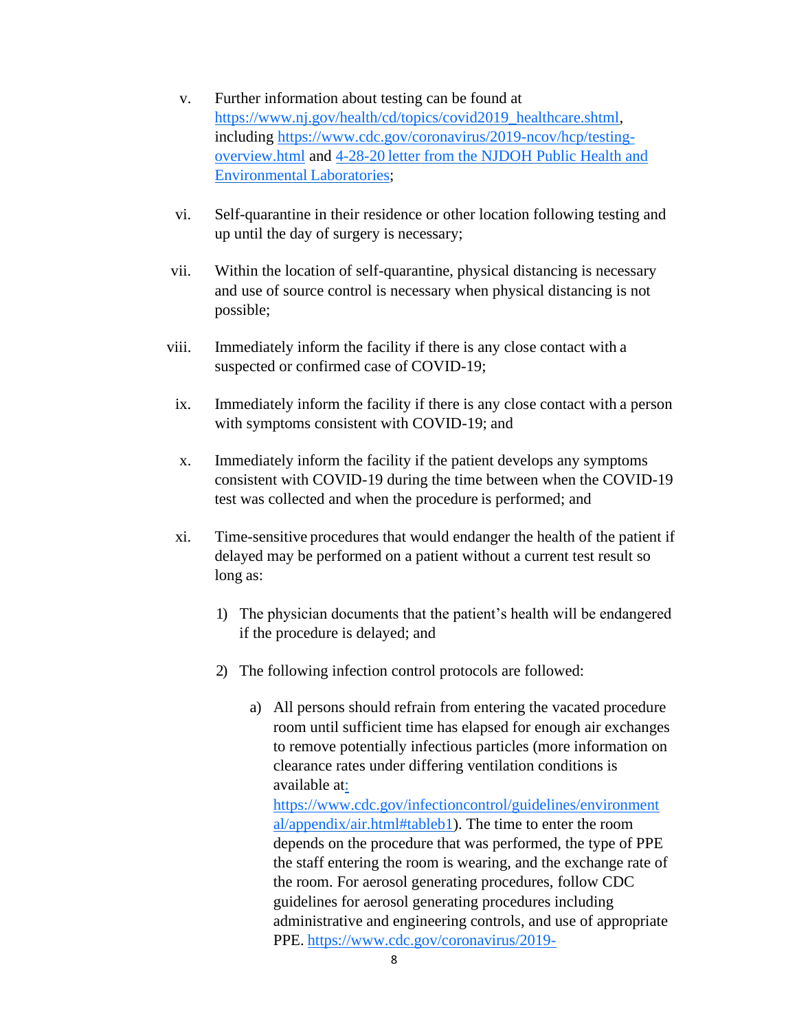v. Further information about testing can be found at https://www.nj.gov/health/cd/topics/covid2019_healthcare.shtml, including https://www.cdc.gov/coronavirus/2019-ncov/hcp/testing-overview.html and 4-28-20 letter from the NJDOH Public Health and Environmental Laboratories;

vi. Self-quarantine in their residence or other location following testing and up until the day of surgery is necessary;

vii. Within the location of self-quarantine, physical distancing is necessary and use of source control is necessary when physical distancing is not possible;

viii. Immediately inform the facility if there is any close contact with a suspected or confirmed case of COVID-19;

ix. Immediately inform the facility if there is any close contact with a person with symptoms consistent with COVID-19; and

x. Immediately inform the facility if the patient develops any symptoms consistent with COVID-19 during the time between when the COVID-19 test was collected and when the procedure is performed; and

xi. Time-sensitive procedures that would endanger the health of the patient if delayed may be performed on a patient without a current test result so long as:

   1) The physician documents that the patient's health will be endangered if the procedure is delayed; and

   2) The following infection control protocols are followed:

      a) All persons should refrain from entering the vacated procedure room until sufficient time has elapsed for enough air exchanges to remove potentially infectious particles (more information on clearance rates under differing ventilation conditions is available at: https://www.cdc.gov/infectioncontrol/guidelines/environmental/appendix/air.html#tableb1). The time to enter the room depends on the procedure that was performed, the type of PPE the staff entering the room is wearing, and the exchange rate of the room. For aerosol generating procedures, follow CDC guidelines for aerosol generating procedures including administrative and engineering controls, and use of appropriate PPE. https://www.cdc.gov/coronavirus/2019-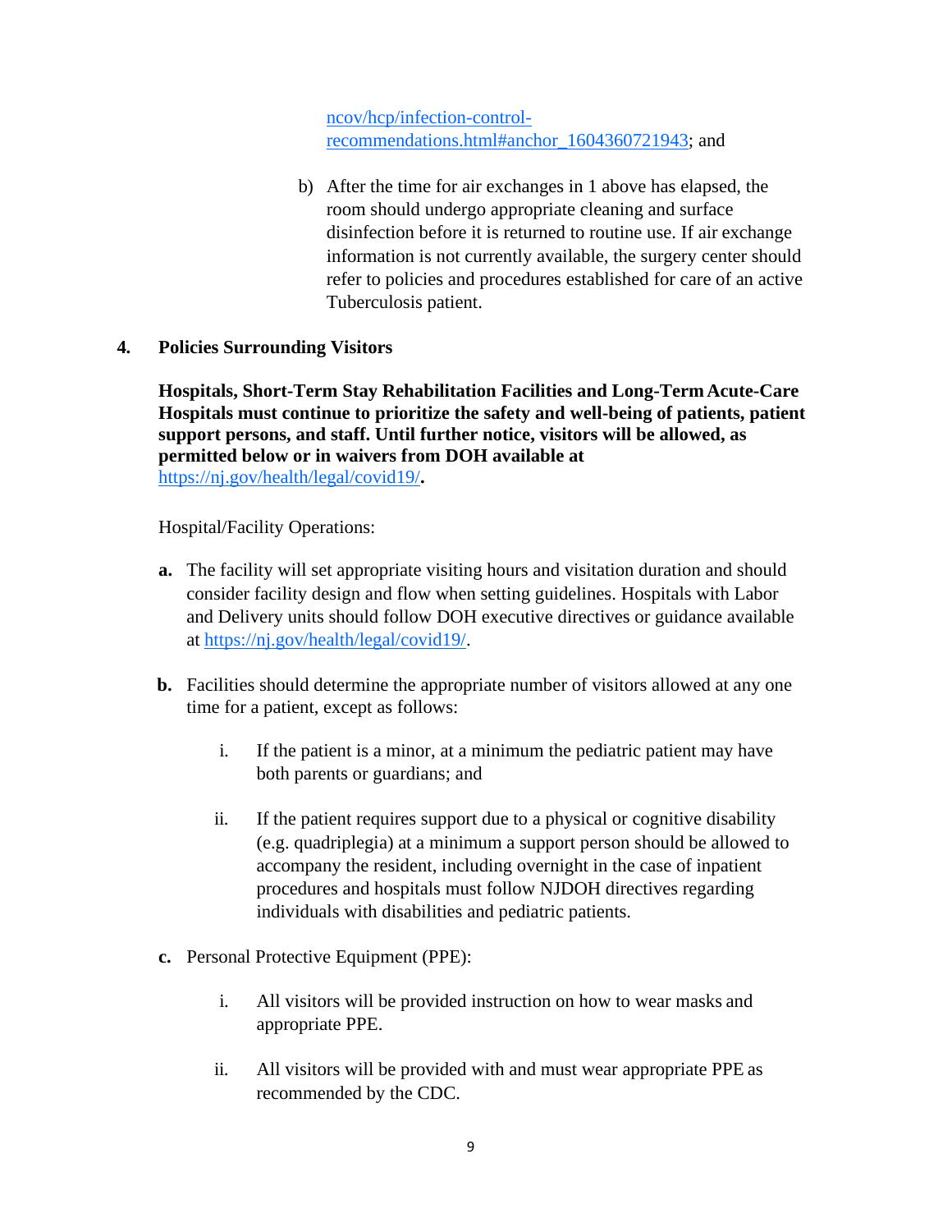ncov/hcp/infection-control-recommendations.html#anchor_1604360721943; and

b) After the time for air exchanges in 1 above has elapsed, the room should undergo appropriate cleaning and surface disinfection before it is returned to routine use. If air exchange information is not currently available, the surgery center should refer to policies and procedures established for care of an active Tuberculosis patient.

## 4. Policies Surrounding Visitors

**Hospitals, Short-Term Stay Rehabilitation Facilities and Long-Term Acute-Care Hospitals must continue to prioritize the safety and well-being of patients, patient support persons, and staff. Until further notice, visitors will be allowed, as permitted below or in waivers from DOH available at https://nj.gov/health/legal/covid19/.**

Hospital/Facility Operations:

**a.** The facility will set appropriate visiting hours and visitation duration and should consider facility design and flow when setting guidelines. Hospitals with Labor and Delivery units should follow DOH executive directives or guidance available at https://nj.gov/health/legal/covid19/.

**b.** Facilities should determine the appropriate number of visitors allowed at any one time for a patient, except as follows:

i. If the patient is a minor, at a minimum the pediatric patient may have both parents or guardians; and

ii. If the patient requires support due to a physical or cognitive disability (e.g. quadriplegia) at a minimum a support person should be allowed to accompany the resident, including overnight in the case of inpatient procedures and hospitals must follow NJDOH directives regarding individuals with disabilities and pediatric patients.

**c.** Personal Protective Equipment (PPE):

i. All visitors will be provided instruction on how to wear masks and appropriate PPE.

ii. All visitors will be provided with and must wear appropriate PPE as recommended by the CDC.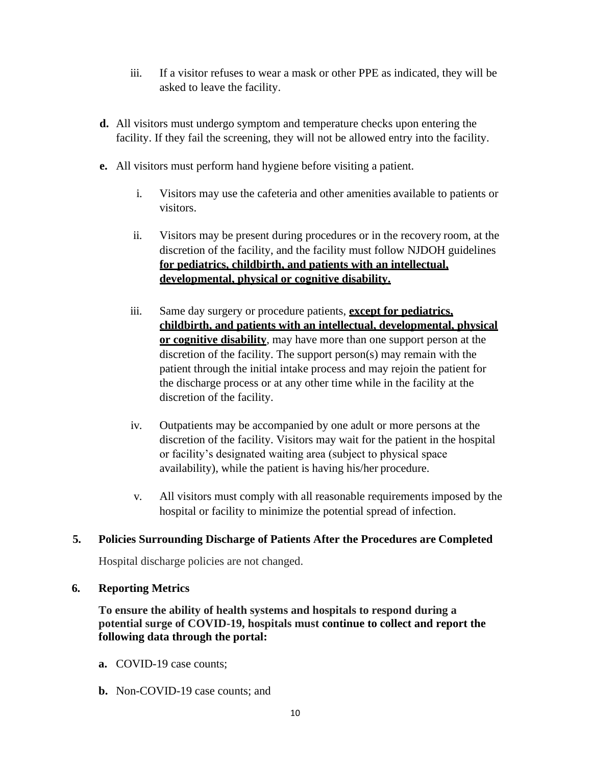iii. If a visitor refuses to wear a mask or other PPE as indicated, they will be asked to leave the facility.

**d.** All visitors must undergo symptom and temperature checks upon entering the facility. If they fail the screening, they will not be allowed entry into the facility.

**e.** All visitors must perform hand hygiene before visiting a patient.

i. Visitors may use the cafeteria and other amenities available to patients or visitors.

ii. Visitors may be present during procedures or in the recovery room, at the discretion of the facility, and the facility must follow NJDOH guidelines **<u>for pediatrics, childbirth, and patients with an intellectual, developmental, physical or cognitive disability.</u>**

iii. Same day surgery or procedure patients, **<u>except for pediatrics, childbirth, and patients with an intellectual, developmental, physical or cognitive disability</u>**, may have more than one support person at the discretion of the facility. The support person(s) may remain with the patient through the initial intake process and may rejoin the patient for the discharge process or at any other time while in the facility at the discretion of the facility.

iv. Outpatients may be accompanied by one adult or more persons at the discretion of the facility. Visitors may wait for the patient in the hospital or facility's designated waiting area (subject to physical space availability), while the patient is having his/her procedure.

v. All visitors must comply with all reasonable requirements imposed by the hospital or facility to minimize the potential spread of infection.

### 5. Policies Surrounding Discharge of Patients After the Procedures are Completed

Hospital discharge policies are not changed.

### 6. Reporting Metrics

**To ensure the ability of health systems and hospitals to respond during a potential surge of COVID-19, hospitals must continue to collect and report the following data through the portal:**

**a.** COVID-19 case counts;

**b.** Non-COVID-19 case counts; and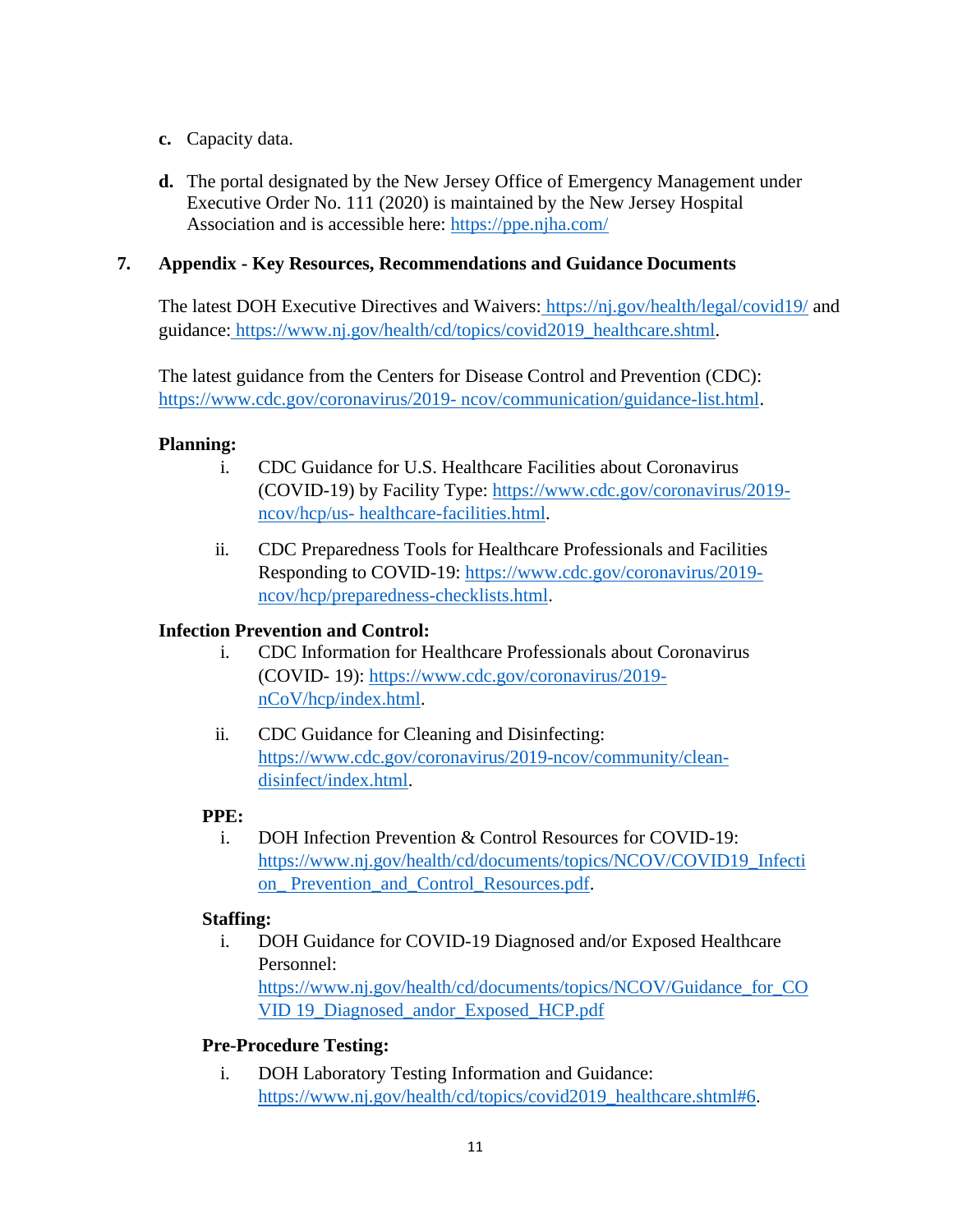**c.** Capacity data.

**d.** The portal designated by the New Jersey Office of Emergency Management under Executive Order No. 111 (2020) is maintained by the New Jersey Hospital Association and is accessible here: https://ppe.njha.com/

## 7. Appendix - Key Resources, Recommendations and Guidance Documents

The latest DOH Executive Directives and Waivers: https://nj.gov/health/legal/covid19/ and guidance: https://www.nj.gov/health/cd/topics/covid2019_healthcare.shtml.

The latest guidance from the Centers for Disease Control and Prevention (CDC): https://www.cdc.gov/coronavirus/2019- ncov/communication/guidance-list.html.

**Planning:**

i. CDC Guidance for U.S. Healthcare Facilities about Coronavirus (COVID-19) by Facility Type: https://www.cdc.gov/coronavirus/2019-ncov/hcp/us- healthcare-facilities.html.

ii. CDC Preparedness Tools for Healthcare Professionals and Facilities Responding to COVID-19: https://www.cdc.gov/coronavirus/2019-ncov/hcp/preparedness-checklists.html.

**Infection Prevention and Control:**

i. CDC Information for Healthcare Professionals about Coronavirus (COVID- 19): https://www.cdc.gov/coronavirus/2019-nCoV/hcp/index.html.

ii. CDC Guidance for Cleaning and Disinfecting: https://www.cdc.gov/coronavirus/2019-ncov/community/clean-disinfect/index.html.

**PPE:**

i. DOH Infection Prevention & Control Resources for COVID-19: https://www.nj.gov/health/cd/documents/topics/NCOV/COVID19_Infection_ Prevention_and_Control_Resources.pdf.

**Staffing:**

i. DOH Guidance for COVID-19 Diagnosed and/or Exposed Healthcare Personnel: https://www.nj.gov/health/cd/documents/topics/NCOV/Guidance_for_COVID 19_Diagnosed_andor_Exposed_HCP.pdf

**Pre-Procedure Testing:**

i. DOH Laboratory Testing Information and Guidance: https://www.nj.gov/health/cd/topics/covid2019_healthcare.shtml#6.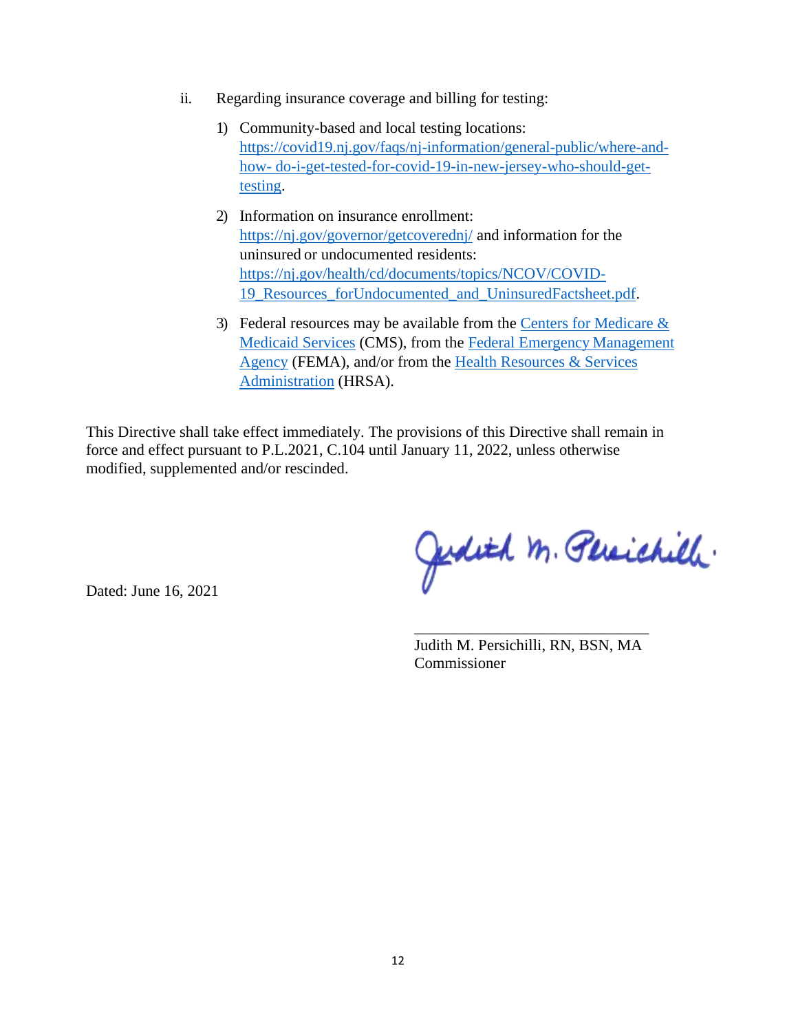ii. Regarding insurance coverage and billing for testing:

1) Community-based and local testing locations: https://covid19.nj.gov/faqs/nj-information/general-public/where-and-how- do-i-get-tested-for-covid-19-in-new-jersey-who-should-get-testing.

2) Information on insurance enrollment: https://nj.gov/governor/getcoverednj/ and information for the uninsured or undocumented residents: https://nj.gov/health/cd/documents/topics/NCOV/COVID-19_Resources_forUndocumented_and_UninsuredFactsheet.pdf.

3) Federal resources may be available from the Centers for Medicare & Medicaid Services (CMS), from the Federal Emergency Management Agency (FEMA), and/or from the Health Resources & Services Administration (HRSA).

This Directive shall take effect immediately. The provisions of this Directive shall remain in force and effect pursuant to P.L.2021, C.104 until January 11, 2022, unless otherwise modified, supplemented and/or rescinded.

Dated: June 16, 2021

Judith M. Persichilli, RN, BSN, MA
Commissioner